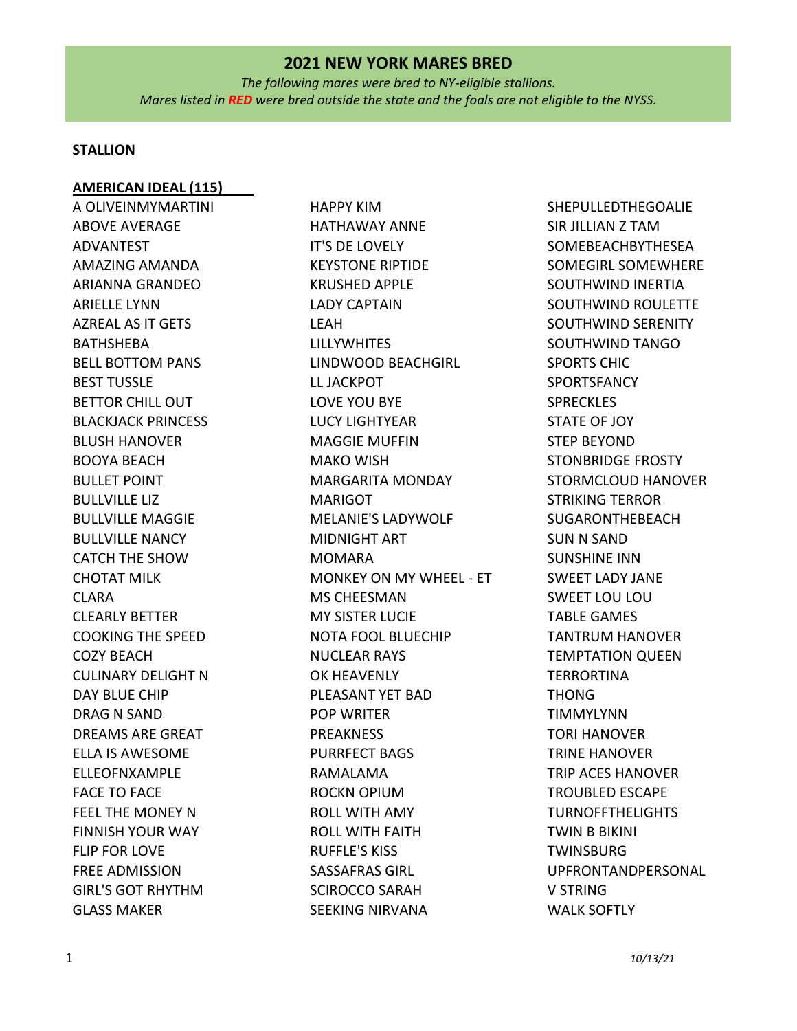# 2021 NEW YORK MARES BRED

*The following mares were bred to NY-eligible stallions.*
*Mares listed in **RED** were bred outside the state and the foals are not eligible to the NYSS.*

**STALLION**

**AMERICAN IDEAL (115)**

A OLIVEINMYMARTINI
ABOVE AVERAGE
ADVANTEST
AMAZING AMANDA
ARIANNA GRANDEO
ARIELLE LYNN
AZREAL AS IT GETS
BATHSHEBA
BELL BOTTOM PANS
BEST TUSSLE
BETTOR CHILL OUT
BLACKJACK PRINCESS
BLUSH HANOVER
BOOYA BEACH
BULLET POINT
BULLVILLE LIZ
BULLVILLE MAGGIE
BULLVILLE NANCY
CATCH THE SHOW
CHOTAT MILK
CLARA
CLEARLY BETTER
COOKING THE SPEED
COZY BEACH
CULINARY DELIGHT N
DAY BLUE CHIP
DRAG N SAND
DREAMS ARE GREAT
ELLA IS AWESOME
ELLEOFNXAMPLE
FACE TO FACE
FEEL THE MONEY N
FINNISH YOUR WAY
FLIP FOR LOVE
FREE ADMISSION
GIRL'S GOT RHYTHM
GLASS MAKER
HAPPY KIM
HATHAWAY ANNE
IT'S DE LOVELY
KEYSTONE RIPTIDE
KRUSHED APPLE
LADY CAPTAIN
LEAH
LILLYWHITES
LINDWOOD BEACHGIRL
LL JACKPOT
LOVE YOU BYE
LUCY LIGHTYEAR
MAGGIE MUFFIN
MAKO WISH
MARGARITA MONDAY
MARIGOT
MELANIE'S LADYWOLF
MIDNIGHT ART
MOMARA
MONKEY ON MY WHEEL - ET
MS CHEESMAN
MY SISTER LUCIE
NOTA FOOL BLUECHIP
NUCLEAR RAYS
OK HEAVENLY
PLEASANT YET BAD
POP WRITER
PREAKNESS
PURRFECT BAGS
RAMALAMA
ROCKN OPIUM
ROLL WITH AMY
ROLL WITH FAITH
RUFFLE'S KISS
SASSAFRAS GIRL
SCIROCCO SARAH
SEEKING NIRVANA
SHEPULLEDTHEGOALIE
SIR JILLIAN Z TAM
SOMEBEACHBYTHESEA
SOMEGIRL SOMEWHERE
SOUTHWIND INERTIA
SOUTHWIND ROULETTE
SOUTHWIND SERENITY
SOUTHWIND TANGO
SPORTS CHIC
SPORTSFANCY
SPRECKLES
STATE OF JOY
STEP BEYOND
STONBRIDGE FROSTY
STORMCLOUD HANOVER
STRIKING TERROR
SUGARONTHEBEACH
SUN N SAND
SUNSHINE INN
SWEET LADY JANE
SWEET LOU LOU
TABLE GAMES
TANTRUM HANOVER
TEMPTATION QUEEN
TERRORTINA
THONG
TIMMYLYNN
TORI HANOVER
TRINE HANOVER
TRIP ACES HANOVER
TROUBLED ESCAPE
TURNOFFTHELIGHTS
TWIN B BIKINI
TWINSBURG
UPFRONTANDPERSONAL
V STRING
WALK SOFTLY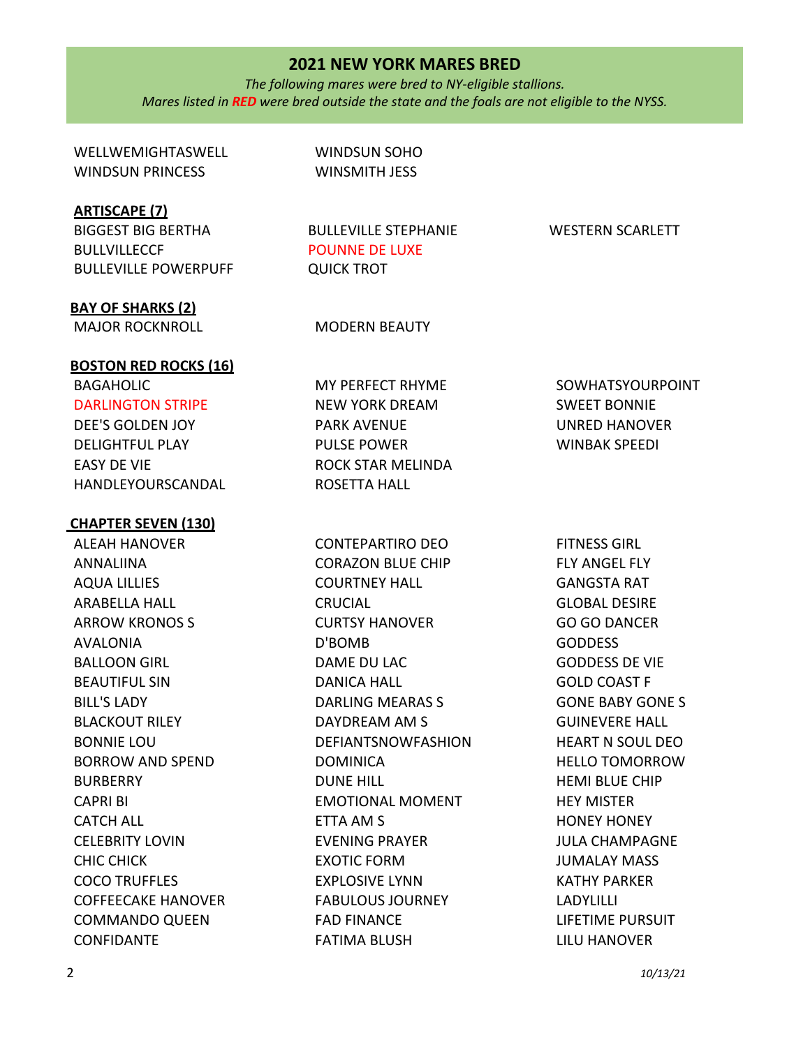## 2021 NEW YORK MARES BRED

*The following mares were bred to NY-eligible stallions.*
*Mares listed in **RED** were bred outside the state and the foals are not eligible to the NYSS.*

WELLWEMIGHTASWELL
WINDSUN PRINCESS
WINDSUN SOHO
WINSMITH JESS

**ARTISCAPE (7)**

BIGGEST BIG BERTHA
BULLVILLECCF
BULLEVILLE POWERPUFF
BULLEVILLE STEPHANIE
POUNNE DE LUXE
QUICK TROT
WESTERN SCARLETT

**BAY OF SHARKS (2)**

MAJOR ROCKNROLL
MODERN BEAUTY

**BOSTON RED ROCKS (16)**

BAGAHOLIC
DARLINGTON STRIPE
DEE'S GOLDEN JOY
DELIGHTFUL PLAY
EASY DE VIE
HANDLEYOURSCANDAL
MY PERFECT RHYME
NEW YORK DREAM
PARK AVENUE
PULSE POWER
ROCK STAR MELINDA
ROSETTA HALL
SOWHATSYOURPOINT
SWEET BONNIE
UNRED HANOVER
WINBAK SPEEDI

**CHAPTER SEVEN (130)**

ALEAH HANOVER
ANNALIINA
AQUA LILLIES
ARABELLA HALL
ARROW KRONOS S
AVALONIA
BALLOON GIRL
BEAUTIFUL SIN
BILL'S LADY
BLACKOUT RILEY
BONNIE LOU
BORROW AND SPEND
BURBERRY
CAPRI BI
CATCH ALL
CELEBRITY LOVIN
CHIC CHICK
COCO TRUFFLES
COFFEECAKE HANOVER
COMMANDO QUEEN
CONFIDANTE
CONTEPARTIRO DEO
CORAZON BLUE CHIP
COURTNEY HALL
CRUCIAL
CURTSY HANOVER
D'BOMB
DAME DU LAC
DANICA HALL
DARLING MEARAS S
DAYDREAM AM S
DEFIANTSNOWFASHION
DOMINICA
DUNE HILL
EMOTIONAL MOMENT
ETTA AM S
EVENING PRAYER
EXOTIC FORM
EXPLOSIVE LYNN
FABULOUS JOURNEY
FAD FINANCE
FATIMA BLUSH
FITNESS GIRL
FLY ANGEL FLY
GANGSTA RAT
GLOBAL DESIRE
GO GO DANCER
GODDESS
GODDESS DE VIE
GOLD COAST F
GONE BABY GONE S
GUINEVERE HALL
HEART N SOUL DEO
HELLO TOMORROW
HEMI BLUE CHIP
HEY MISTER
HONEY HONEY
JULA CHAMPAGNE
JUMALAY MASS
KATHY PARKER
LADYLILLI
LIFETIME PURSUIT
LILU HANOVER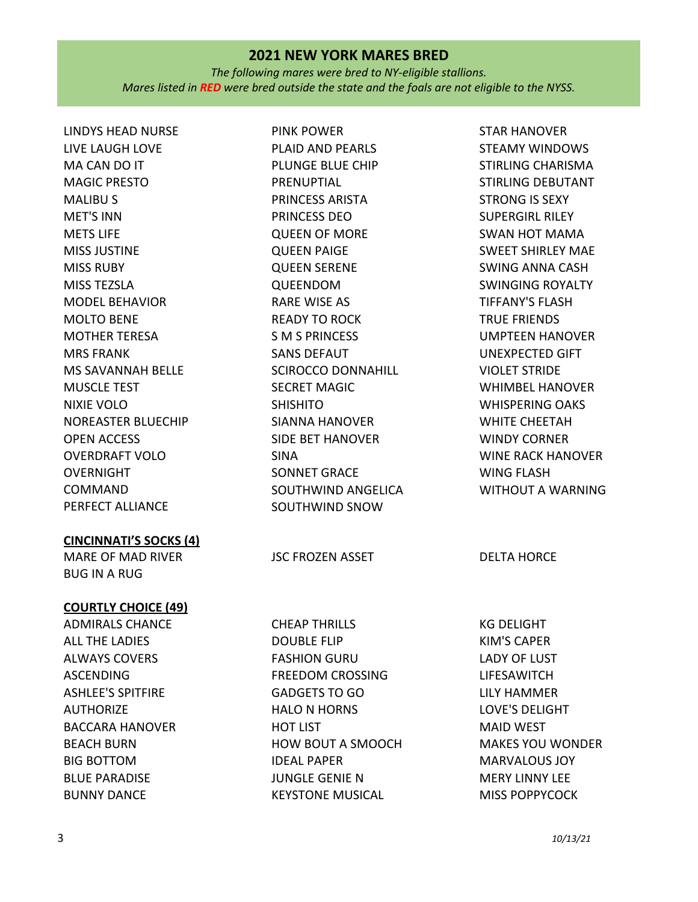## 2021 NEW YORK MARES BRED

*The following mares were bred to NY-eligible stallions.*
*Mares listed in **RED** were bred outside the state and the foals are not eligible to the NYSS.*

LINDYS HEAD NURSE
LIVE LAUGH LOVE
MA CAN DO IT
MAGIC PRESTO
MALIBU S
MET'S INN
METS LIFE
MISS JUSTINE
MISS RUBY
MISS TEZSLA
MODEL BEHAVIOR
MOLTO BENE
MOTHER TERESA
MRS FRANK
MS SAVANNAH BELLE
MUSCLE TEST
NIXIE VOLO
NOREASTER BLUECHIP
OPEN ACCESS
OVERDRAFT VOLO
OVERNIGHT COMMAND
PERFECT ALLIANCE
PINK POWER
PLAID AND PEARLS
PLUNGE BLUE CHIP
PRENUPTIAL
PRINCESS ARISTA
PRINCESS DEO
QUEEN OF MORE
QUEEN PAIGE
QUEEN SERENE
QUEENDOM
RARE WISE AS
READY TO ROCK
S M S PRINCESS
SANS DEFAUT
SCIROCCO DONNAHILL
SECRET MAGIC
SHISHITO
SIANNA HANOVER
SIDE BET HANOVER
SINA
SONNET GRACE
SOUTHWIND ANGELICA
SOUTHWIND SNOW
STAR HANOVER
STEAMY WINDOWS
STIRLING CHARISMA
STIRLING DEBUTANT
STRONG IS SEXY
SUPERGIRL RILEY
SWAN HOT MAMA
SWEET SHIRLEY MAE
SWING ANNA CASH
SWINGING ROYALTY
TIFFANY'S FLASH
TRUE FRIENDS
UMPTEEN HANOVER
UNEXPECTED GIFT
VIOLET STRIDE
WHIMBEL HANOVER
WHISPERING OAKS
WHITE CHEETAH
WINDY CORNER
WINE RACK HANOVER
WING FLASH
WITHOUT A WARNING

### CINCINNATI'S SOCKS (4)

MARE OF MAD RIVER
BUG IN A RUG
JSC FROZEN ASSET
DELTA HORCE

### COURTLY CHOICE (49)

ADMIRALS CHANCE
ALL THE LADIES
ALWAYS COVERS
ASCENDING
ASHLEE'S SPITFIRE
AUTHORIZE
BACCARA HANOVER
BEACH BURN
BIG BOTTOM
BLUE PARADISE
BUNNY DANCE
CHEAP THRILLS
DOUBLE FLIP
FASHION GURU
FREEDOM CROSSING
GADGETS TO GO
HALO N HORNS
HOT LIST
HOW BOUT A SMOOCH
IDEAL PAPER
JUNGLE GENIE N
KEYSTONE MUSICAL
KG DELIGHT
KIM'S CAPER
LADY OF LUST
LIFESAWITCH
LILY HAMMER
LOVE'S DELIGHT
MAID WEST
MAKES YOU WONDER
MARVALOUS JOY
MERY LINNY LEE
MISS POPPYCOCK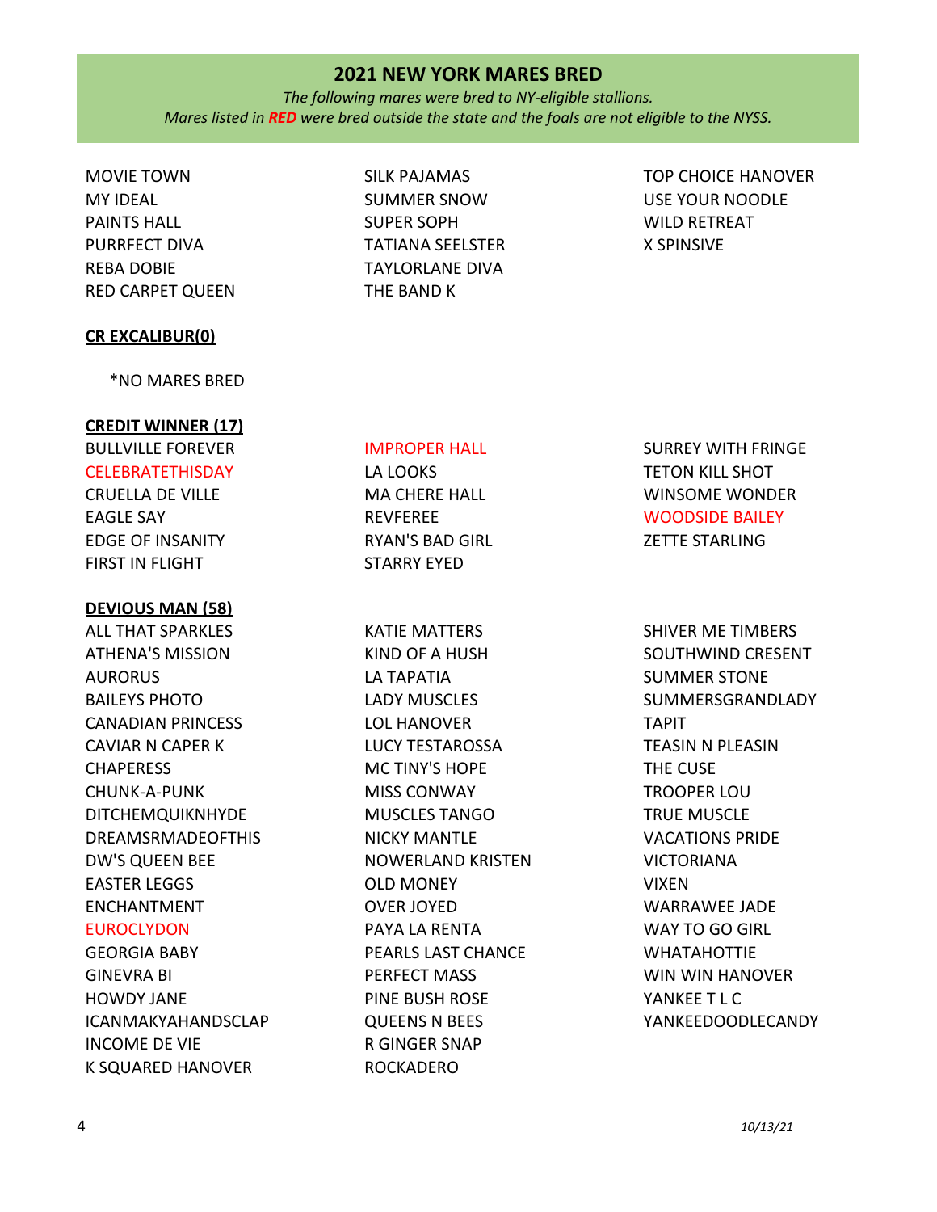## 2021 NEW YORK MARES BRED

*The following mares were bred to NY-eligible stallions.*
*Mares listed in **RED** were bred outside the state and the foals are not eligible to the NYSS.*

MOVIE TOWN
MY IDEAL
PAINTS HALL
PURRFECT DIVA
REBA DOBIE
RED CARPET QUEEN
SILK PAJAMAS
SUMMER SNOW
SUPER SOPH
TATIANA SEELSTER
TAYLORLANE DIVA
THE BAND K
TOP CHOICE HANOVER
USE YOUR NOODLE
WILD RETREAT
X SPINSIVE

**CR EXCALIBUR(0)**

*NO MARES BRED

**CREDIT WINNER (17)**

BULLVILLE FOREVER
CELEBRATETHISDAY
CRUELLA DE VILLE
EAGLE SAY
EDGE OF INSANITY
FIRST IN FLIGHT
IMPROPER HALL
LA LOOKS
MA CHERE HALL
REVFEREE
RYAN'S BAD GIRL
STARRY EYED
SURREY WITH FRINGE
TETON KILL SHOT
WINSOME WONDER
WOODSIDE BAILEY
ZETTE STARLING

**DEVIOUS MAN (58)**

ALL THAT SPARKLES
ATHENA'S MISSION
AURORUS
BAILEYS PHOTO
CANADIAN PRINCESS
CAVIAR N CAPER K
CHAPERESS
CHUNK-A-PUNK
DITCHEMQUIKNHYDE
DREAMSRMADEOFTHIS
DW'S QUEEN BEE
EASTER LEGGS
ENCHANTMENT
EUROCLYDON
GEORGIA BABY
GINEVRA BI
HOWDY JANE
ICANMAKYAHANDSCLAP
INCOME DE VIE
K SQUARED HANOVER
KATIE MATTERS
KIND OF A HUSH
LA TAPATIA
LADY MUSCLES
LOL HANOVER
LUCY TESTAROSSA
MC TINY'S HOPE
MISS CONWAY
MUSCLES TANGO
NICKY MANTLE
NOWERLAND KRISTEN
OLD MONEY
OVER JOYED
PAYA LA RENTA
PEARLS LAST CHANCE
PERFECT MASS
PINE BUSH ROSE
QUEENS N BEES
R GINGER SNAP
ROCKADERO
SHIVER ME TIMBERS
SOUTHWIND CRESENT
SUMMER STONE
SUMMERSGRANDLADY
TAPIT
TEASIN N PLEASIN
THE CUSE
TROOPER LOU
TRUE MUSCLE
VACATIONS PRIDE
VICTORIANA
VIXEN
WARRAWEE JADE
WAY TO GO GIRL
WHATAHOTTIE
WIN WIN HANOVER
YANKEE T L C
YANKEEDOODLECANDY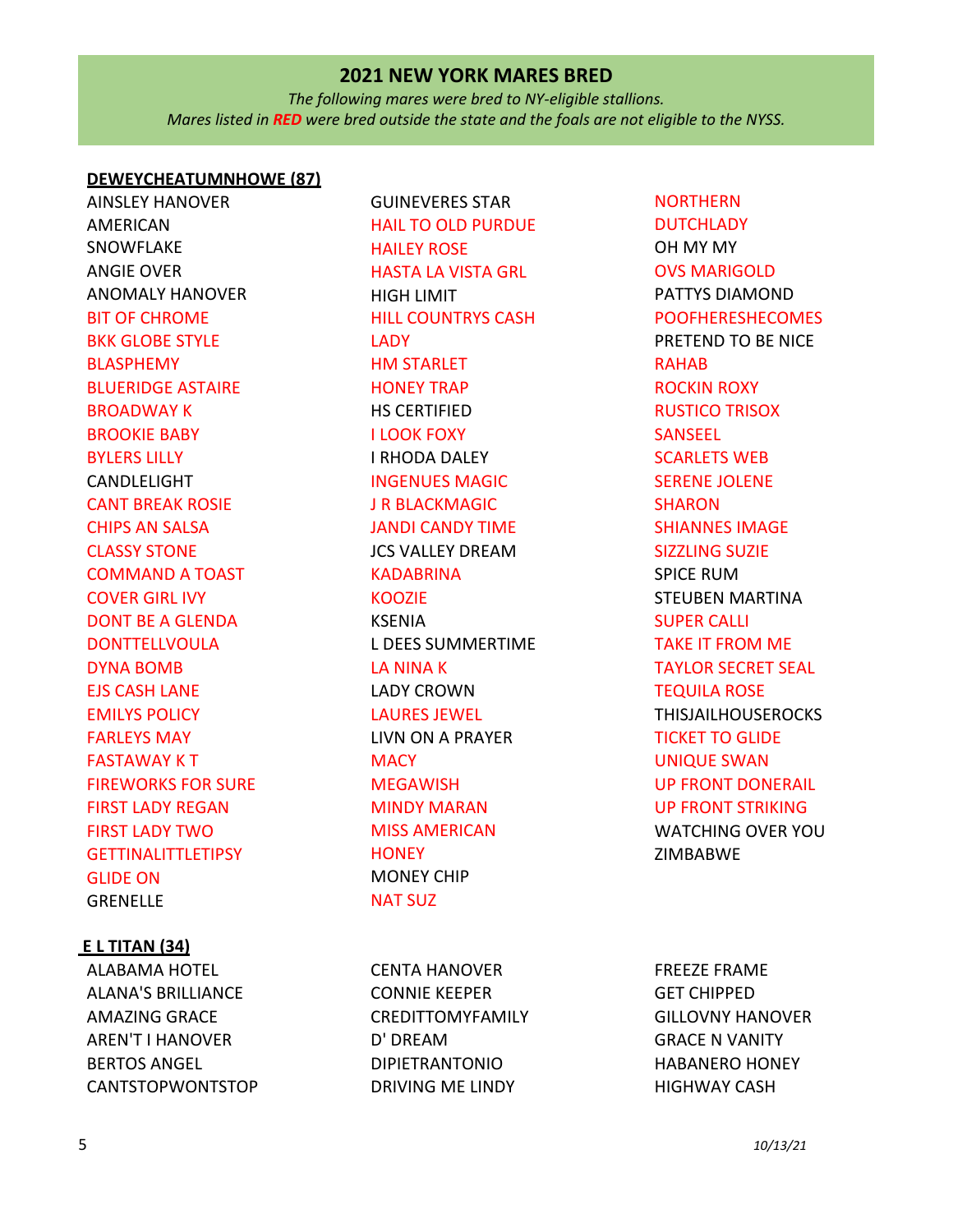## 2021 NEW YORK MARES BRED

*The following mares were bred to NY-eligible stallions.*
*Mares listed in **RED** were bred outside the state and the foals are not eligible to the NYSS.*

### DEWEYCHEATUMNHOWE (87)

AINSLEY HANOVER
AMERICAN SNOWFLAKE
ANGIE OVER
ANOMALY HANOVER
BIT OF CHROME
BKK GLOBE STYLE
BLASPHEMY
BLUERIDGE ASTAIRE
BROADWAY K
BROOKIE BABY
BYLERS LILLY
CANDLELIGHT
CANT BREAK ROSIE
CHIPS AN SALSA
CLASSY STONE
COMMAND A TOAST
COVER GIRL IVY
DONT BE A GLENDA
DONTTELLVOULA
DYNA BOMB
EJS CASH LANE
EMILYS POLICY
FARLEYS MAY
FASTAWAY K T
FIREWORKS FOR SURE
FIRST LADY REGAN
FIRST LADY TWO
GETTINALITTLETIPSY
GLIDE ON
GRENELLE
GUINEVERES STAR
HAIL TO OLD PURDUE
HAILEY ROSE
HASTA LA VISTA GRL
HIGH LIMIT
HILL COUNTRYS CASH LADY
HM STARLET
HONEY TRAP
HS CERTIFIED
I LOOK FOXY
I RHODA DALEY
INGENUES MAGIC
J R BLACKMAGIC
JANDI CANDY TIME
JCS VALLEY DREAM
KADABRINA
KOOZIE
KSENIA
L DEES SUMMERTIME
LA NINA K
LADY CROWN
LAURES JEWEL
LIVN ON A PRAYER
MACY
MEGAWISH
MINDY MARAN
MISS AMERICAN HONEY
MONEY CHIP
NAT SUZ
NORTHERN DUTCHLADY
OH MY MY
OVS MARIGOLD
PATTYS DIAMOND
POOFHERESHECOMES
PRETEND TO BE NICE
RAHAB
ROCKIN ROXY
RUSTICO TRISOX
SANSEEL
SCARLETS WEB
SERENE JOLENE
SHARON
SHIANNES IMAGE
SIZZLING SUZIE
SPICE RUM
STEUBEN MARTINA
SUPER CALLI
TAKE IT FROM ME
TAYLOR SECRET SEAL
TEQUILA ROSE
THISJAILHOUSEROCKS
TICKET TO GLIDE
UNIQUE SWAN
UP FRONT DONERAIL
UP FRONT STRIKING
WATCHING OVER YOU
ZIMBABWE

### E L TITAN (34)

ALABAMA HOTEL
ALANA'S BRILLIANCE
AMAZING GRACE
AREN'T I HANOVER
BERTOS ANGEL
CANTSTOPWONTSTOP
CENTA HANOVER
CONNIE KEEPER
CREDITTOMYFAMILY
D' DREAM
DIPIETRANTONIO
DRIVING ME LINDY
FREEZE FRAME
GET CHIPPED
GILLOVNY HANOVER
GRACE N VANITY
HABANERO HONEY
HIGHWAY CASH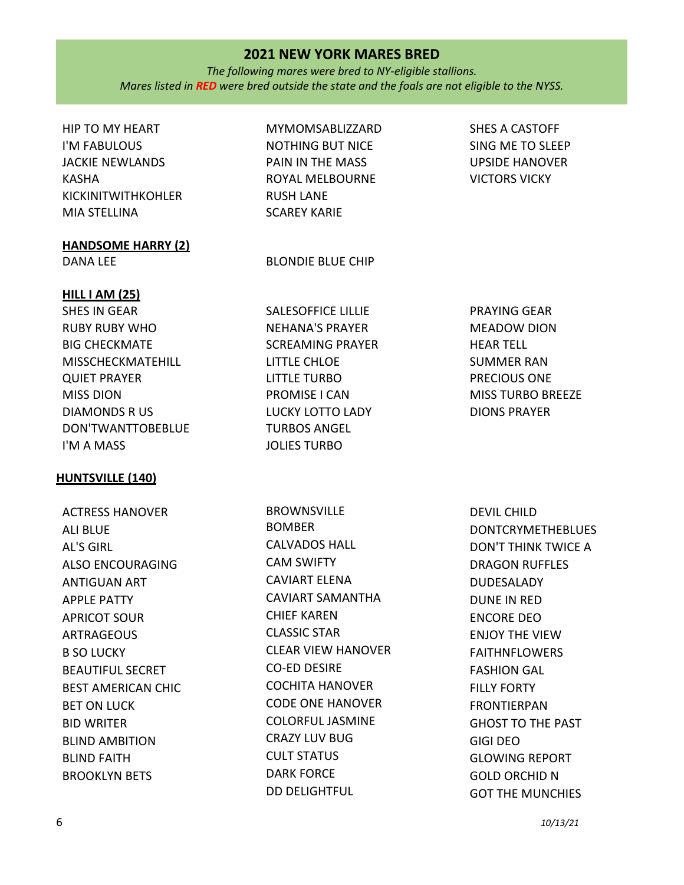## 2021 NEW YORK MARES BRED

*The following mares were bred to NY-eligible stallions.*
*Mares listed in **RED** were bred outside the state and the foals are not eligible to the NYSS.*

HIP TO MY HEART
I'M FABULOUS
JACKIE NEWLANDS
KASHA
KICKINITWITHKOHLER
MIA STELLINA
MYMOMSABLIZZARD
NOTHING BUT NICE
PAIN IN THE MASS
ROYAL MELBOURNE
RUSH LANE
SCAREY KARIE
SHES A CASTOFF
SING ME TO SLEEP
UPSIDE HANOVER
VICTORS VICKY

**HANDSOME HARRY (2)**

DANA LEE
BLONDIE BLUE CHIP

**HILL I AM (25)**

SHES IN GEAR
RUBY RUBY WHO
BIG CHECKMATE
MISSCHECKMATEHILL
QUIET PRAYER
MISS DION
DIAMONDS R US
DON'TWANTTOBEBLUE
I'M A MASS
SALESOFFICE LILLIE
NEHANA'S PRAYER
SCREAMING PRAYER
LITTLE CHLOE
LITTLE TURBO
PROMISE I CAN
LUCKY LOTTO LADY
TURBOS ANGEL
JOLIES TURBO
PRAYING GEAR
MEADOW DION
HEAR TELL
SUMMER RAN
PRECIOUS ONE
MISS TURBO BREEZE
DIONS PRAYER

**HUNTSVILLE (140)**

ACTRESS HANOVER
ALI BLUE
AL'S GIRL
ALSO ENCOURAGING
ANTIGUAN ART
APPLE PATTY
APRICOT SOUR
ARTRAGEOUS
B SO LUCKY
BEAUTIFUL SECRET
BEST AMERICAN CHIC
BET ON LUCK
BID WRITER
BLIND AMBITION
BLIND FAITH
BROOKLYN BETS
BROWNSVILLE BOMBER
CALVADOS HALL
CAM SWIFTY
CAVIART ELENA
CAVIART SAMANTHA
CHIEF KAREN
CLASSIC STAR
CLEAR VIEW HANOVER
CO-ED DESIRE
COCHITA HANOVER
CODE ONE HANOVER
COLORFUL JASMINE
CRAZY LUV BUG
CULT STATUS
DARK FORCE
DD DELIGHTFUL
DEVIL CHILD
DONTCRYMETHEBLUES
DON'T THINK TWICE A
DRAGON RUFFLES
DUDESALADY
DUNE IN RED
ENCORE DEO
ENJOY THE VIEW
FAITHNFLOWERS
FASHION GAL
FILLY FORTY
FRONTIERPAN
GHOST TO THE PAST
GIGI DEO
GLOWING REPORT
GOLD ORCHID N
GOT THE MUNCHIES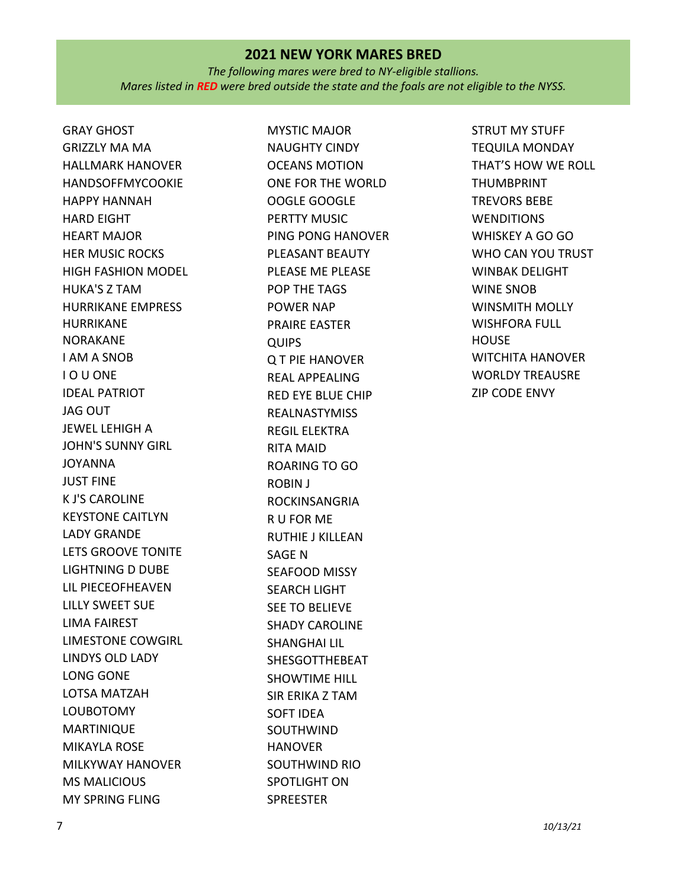## 2021 NEW YORK MARES BRED

*The following mares were bred to NY-eligible stallions.*
*Mares listed in **RED** were bred outside the state and the foals are not eligible to the NYSS.*

GRAY GHOST
GRIZZLY MA MA
HALLMARK HANOVER
HANDSOFFMYCOOKIE
HAPPY HANNAH
HARD EIGHT
HEART MAJOR
HER MUSIC ROCKS
HIGH FASHION MODEL
HUKA'S Z TAM
HURRIKANE EMPRESS
HURRIKANE NORAKANE
I AM A SNOB
I O U ONE
IDEAL PATRIOT
JAG OUT
JEWEL LEHIGH A
JOHN'S SUNNY GIRL
JOYANNA
JUST FINE
K J'S CAROLINE
KEYSTONE CAITLYN
LADY GRANDE
LETS GROOVE TONITE
LIGHTNING D DUBE
LIL PIECEOFHEAVEN
LILLY SWEET SUE
LIMA FAIREST
LIMESTONE COWGIRL
LINDYS OLD LADY
LONG GONE
LOTSA MATZAH
LOUBOTOMY
MARTINIQUE
MIKAYLA ROSE
MILKYWAY HANOVER
MS MALICIOUS
MY SPRING FLING
MYSTIC MAJOR
NAUGHTY CINDY
OCEANS MOTION
ONE FOR THE WORLD
OOGLE GOOGLE
PERTTY MUSIC
PING PONG HANOVER
PLEASANT BEAUTY
PLEASE ME PLEASE
POP THE TAGS
POWER NAP
PRAIRE EASTER
QUIPS
Q T PIE HANOVER
REAL APPEALING
RED EYE BLUE CHIP
REALNASTYMISS
REGIL ELEKTRA
RITA MAID
ROARING TO GO
ROBIN J
ROCKINSANGRIA
R U FOR ME
RUTHIE J KILLEAN
SAGE N
SEAFOOD MISSY
SEARCH LIGHT
SEE TO BELIEVE
SHADY CAROLINE
SHANGHAI LIL
SHESGOTTHEBEAT
SHOWTIME HILL
SIR ERIKA Z TAM
SOFT IDEA
SOUTHWIND HANOVER
SOUTHWIND RIO
SPOTLIGHT ON
SPREESTER
STRUT MY STUFF
TEQUILA MONDAY
THAT'S HOW WE ROLL
THUMBPRINT
TREVORS BEBE
WENDITIONS
WHISKEY A GO GO
WHO CAN YOU TRUST
WINBAK DELIGHT
WINE SNOB
WINSMITH MOLLY
WISHFORA FULL HOUSE
WITCHITA HANOVER
WORLDY TREAUSRE
ZIP CODE ENVY

*10/13/21*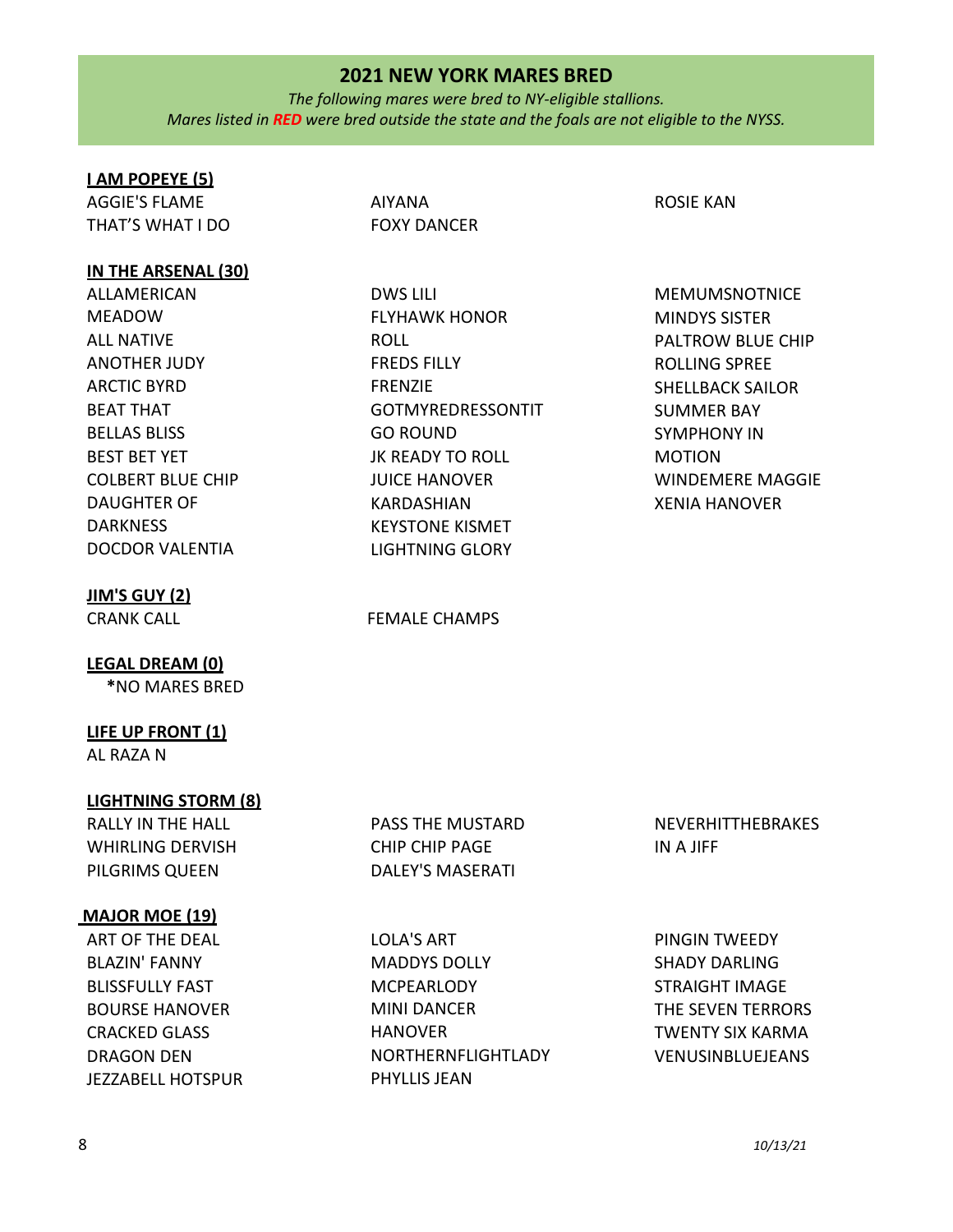## 2021 NEW YORK MARES BRED

*The following mares were bred to NY-eligible stallions.*
*Mares listed in **RED** were bred outside the state and the foals are not eligible to the NYSS.*

**I AM POPEYE (5)**

- AGGIE'S FLAME
- THAT'S WHAT I DO
- AIYANA
- FOXY DANCER
- ROSIE KAN

**IN THE ARSENAL (30)**

- ALLAMERICAN MEADOW
- ALL NATIVE
- ANOTHER JUDY
- ARCTIC BYRD
- BEAT THAT
- BELLAS BLISS
- BEST BET YET
- COLBERT BLUE CHIP
- DAUGHTER OF DARKNESS
- DOCDOR VALENTIA
- DWS LILI
- FLYHAWK HONOR ROLL
- FREDS FILLY
- FRENZIE
- GOTMYREDRESSONTIT
- GO ROUND
- JK READY TO ROLL
- JUICE HANOVER
- KARDASHIAN
- KEYSTONE KISMET
- LIGHTNING GLORY
- MEMUMSNOTNICE
- MINDYS SISTER
- PALTROW BLUE CHIP
- ROLLING SPREE
- SHELLBACK SAILOR
- SUMMER BAY
- SYMPHONY IN MOTION
- WINDEMERE MAGGIE
- XENIA HANOVER

**JIM'S GUY (2)**

- CRANK CALL
- FEMALE CHAMPS

**LEGAL DREAM (0)**

**\***NO MARES BRED

**LIFE UP FRONT (1)**

- AL RAZA N

**LIGHTNING STORM (8)**

- RALLY IN THE HALL
- WHIRLING DERVISH
- PILGRIMS QUEEN
- PASS THE MUSTARD
- CHIP CHIP PAGE
- DALEY'S MASERATI
- NEVERHITTHEBRAKES
- IN A JIFF

**MAJOR MOE (19)**

- ART OF THE DEAL
- BLAZIN' FANNY
- BLISSFULLY FAST
- BOURSE HANOVER
- CRACKED GLASS
- DRAGON DEN
- JEZZABELL HOTSPUR
- LOLA'S ART
- MADDYS DOLLY
- MCPEARLODY
- MINI DANCER HANOVER
- NORTHERNFLIGHTLADY
- PHYLLIS JEAN
- PINGIN TWEEDY
- SHADY DARLING
- STRAIGHT IMAGE
- THE SEVEN TERRORS
- TWENTY SIX KARMA
- VENUSINBLUEJEANS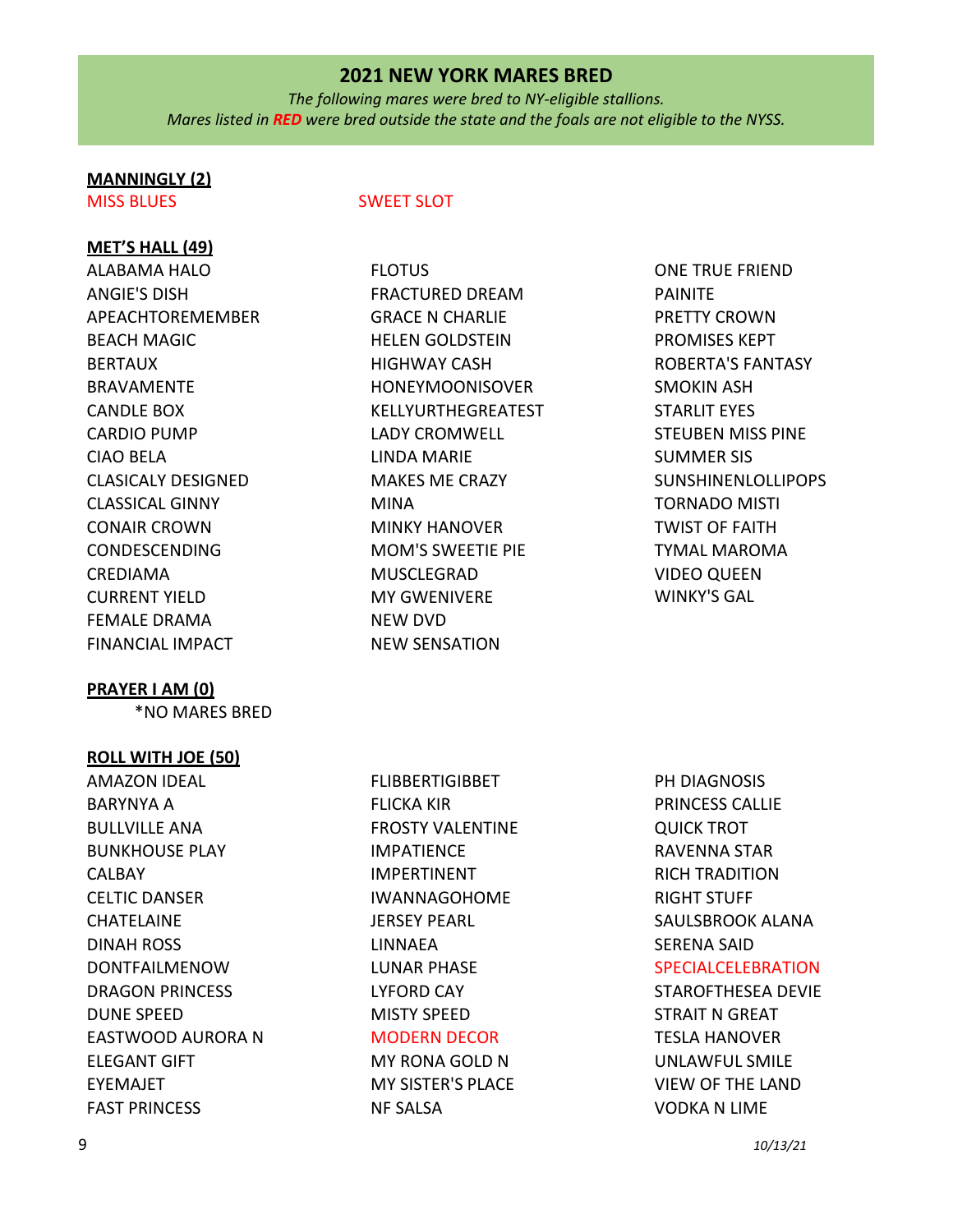## 2021 NEW YORK MARES BRED

*The following mares were bred to NY-eligible stallions.*
*Mares listed in **RED** were bred outside the state and the foals are not eligible to the NYSS.*

**MANNINGLY (2)**

MISS BLUES
SWEET SLOT

**MET'S HALL (49)**

ALABAMA HALO
ANGIE'S DISH
APEACHTOREMEMBER
BEACH MAGIC
BERTAUX
BRAVAMENTE
CANDLE BOX
CARDIO PUMP
CIAO BELA
CLASICALY DESIGNED
CLASSICAL GINNY
CONAIR CROWN
CONDESCENDING
CREDIAMA
CURRENT YIELD
FEMALE DRAMA
FINANCIAL IMPACT
FLOTUS
FRACTURED DREAM
GRACE N CHARLIE
HELEN GOLDSTEIN
HIGHWAY CASH
HONEYMOONISOVER
KELLYURTHEGREATEST
LADY CROMWELL
LINDA MARIE
MAKES ME CRAZY
MINA
MINKY HANOVER
MOM'S SWEETIE PIE
MUSCLEGRAD
MY GWENIVERE
NEW DVD
NEW SENSATION
ONE TRUE FRIEND
PAINITE
PRETTY CROWN
PROMISES KEPT
ROBERTA'S FANTASY
SMOKIN ASH
STARLIT EYES
STEUBEN MISS PINE
SUMMER SIS
SUNSHINENLOLLIPOPS
TORNADO MISTI
TWIST OF FAITH
TYMAL MAROMA
VIDEO QUEEN
WINKY'S GAL

**PRAYER I AM (0)**

*NO MARES BRED

**ROLL WITH JOE (50)**

AMAZON IDEAL
BARYNYA A
BULLVILLE ANA
BUNKHOUSE PLAY
CALBAY
CELTIC DANSER
CHATELAINE
DINAH ROSS
DONTFAILMENOW
DRAGON PRINCESS
DUNE SPEED
EASTWOOD AURORA N
ELEGANT GIFT
EYEMAJET
FAST PRINCESS
FLIBBERTIGIBBET
FLICKA KIR
FROSTY VALENTINE
IMPATIENCE
IMPERTINENT
IWANNAGOHOME
JERSEY PEARL
LINNAEA
LUNAR PHASE
LYFORD CAY
MISTY SPEED
MODERN DECOR
MY RONA GOLD N
MY SISTER'S PLACE
NF SALSA
PH DIAGNOSIS
PRINCESS CALLIE
QUICK TROT
RAVENNA STAR
RICH TRADITION
RIGHT STUFF
SAULSBROOK ALANA
SERENA SAID
SPECIALCELEBRATION
STAROFTHESEA DEVIE
STRAIT N GREAT
TESLA HANOVER
UNLAWFUL SMILE
VIEW OF THE LAND
VODKA N LIME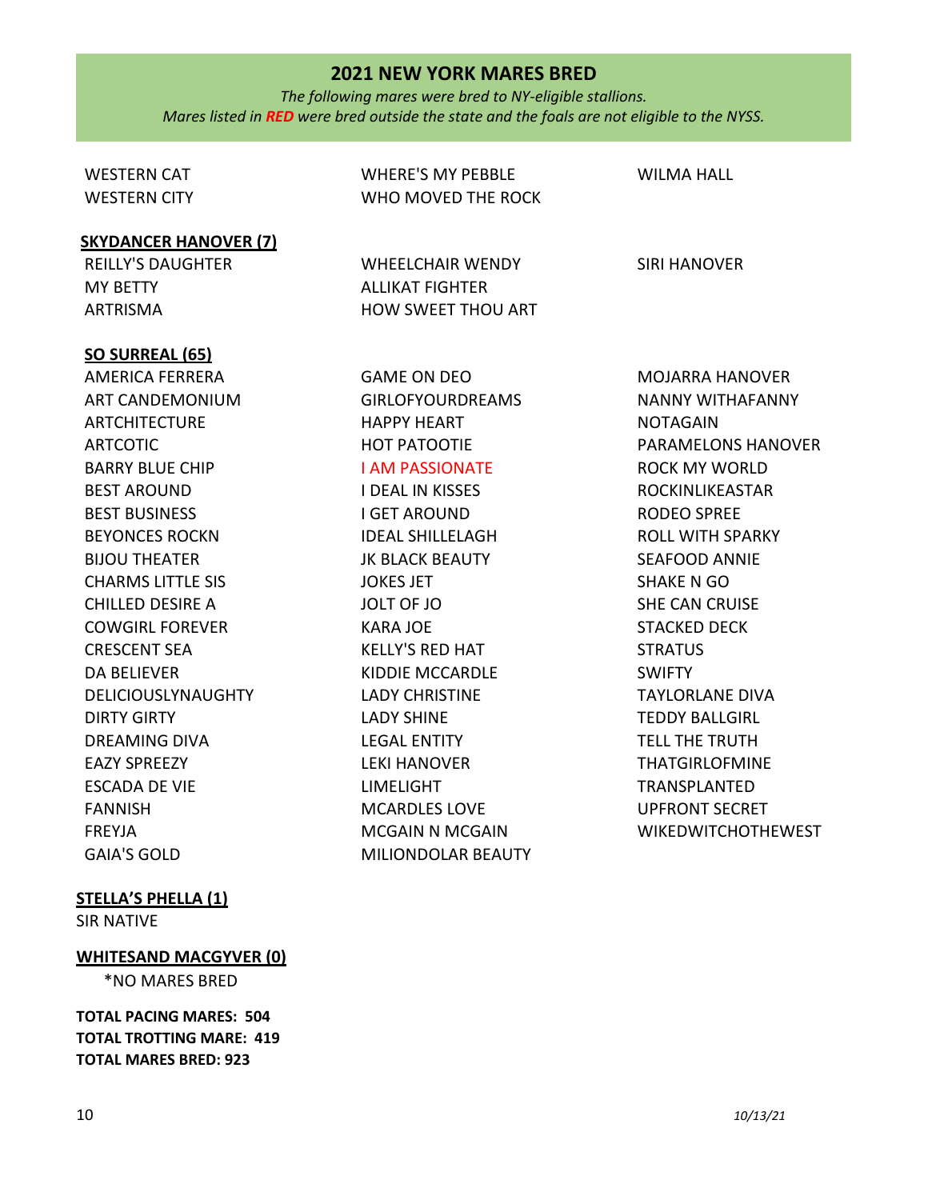## 2021 NEW YORK MARES BRED

*The following mares were bred to NY-eligible stallions.*
*Mares listed in **RED** were bred outside the state and the foals are not eligible to the NYSS.*

WESTERN CAT
WESTERN CITY
WHERE'S MY PEBBLE
WHO MOVED THE ROCK
WILMA HALL

**SKYDANCER HANOVER (7)**

REILLY'S DAUGHTER
MY BETTY
ARTRISMA
WHEELCHAIR WENDY
ALLIKAT FIGHTER
HOW SWEET THOU ART
SIRI HANOVER

**SO SURREAL (65)**

AMERICA FERRERA
ART CANDEMONIUM
ARTCHITECTURE
ARTCOTIC
BARRY BLUE CHIP
BEST AROUND
BEST BUSINESS
BEYONCES ROCKN
BIJOU THEATER
CHARMS LITTLE SIS
CHILLED DESIRE A
COWGIRL FOREVER
CRESCENT SEA
DA BELIEVER
DELICIOUSLYNAUGHTY
DIRTY GIRTY
DREAMING DIVA
EAZY SPREEZY
ESCADA DE VIE
FANNISH
FREYJA
GAIA'S GOLD
GAME ON DEO
GIRLOFYOURDREAMS
HAPPY HEART
HOT PATOOTIE
I AM PASSIONATE
I DEAL IN KISSES
I GET AROUND
IDEAL SHILLELAGH
JK BLACK BEAUTY
JOKES JET
JOLT OF JO
KARA JOE
KELLY'S RED HAT
KIDDIE MCCARDLE
LADY CHRISTINE
LADY SHINE
LEGAL ENTITY
LEKI HANOVER
LIMELIGHT
MCARDLES LOVE
MCGAIN N MCGAIN
MILIONDOLAR BEAUTY
MOJARRA HANOVER
NANNY WITHAFANNY
NOTAGAIN
PARAMELONS HANOVER
ROCK MY WORLD
ROCKINLIKEASTAR
RODEO SPREE
ROLL WITH SPARKY
SEAFOOD ANNIE
SHAKE N GO
SHE CAN CRUISE
STACKED DECK
STRATUS
SWIFTY
TAYLORLANE DIVA
TEDDY BALLGIRL
TELL THE TRUTH
THATGIRLOFMINE
TRANSPLANTED
UPFRONT SECRET
WIKEDWITCHOTHEWEST

**STELLA'S PHELLA (1)**

SIR NATIVE

**WHITESAND MACGYVER (0)**

*NO MARES BRED

**TOTAL PACING MARES: 504**
**TOTAL TROTTING MARE: 419**
**TOTAL MARES BRED: 923**

*10/13/21*